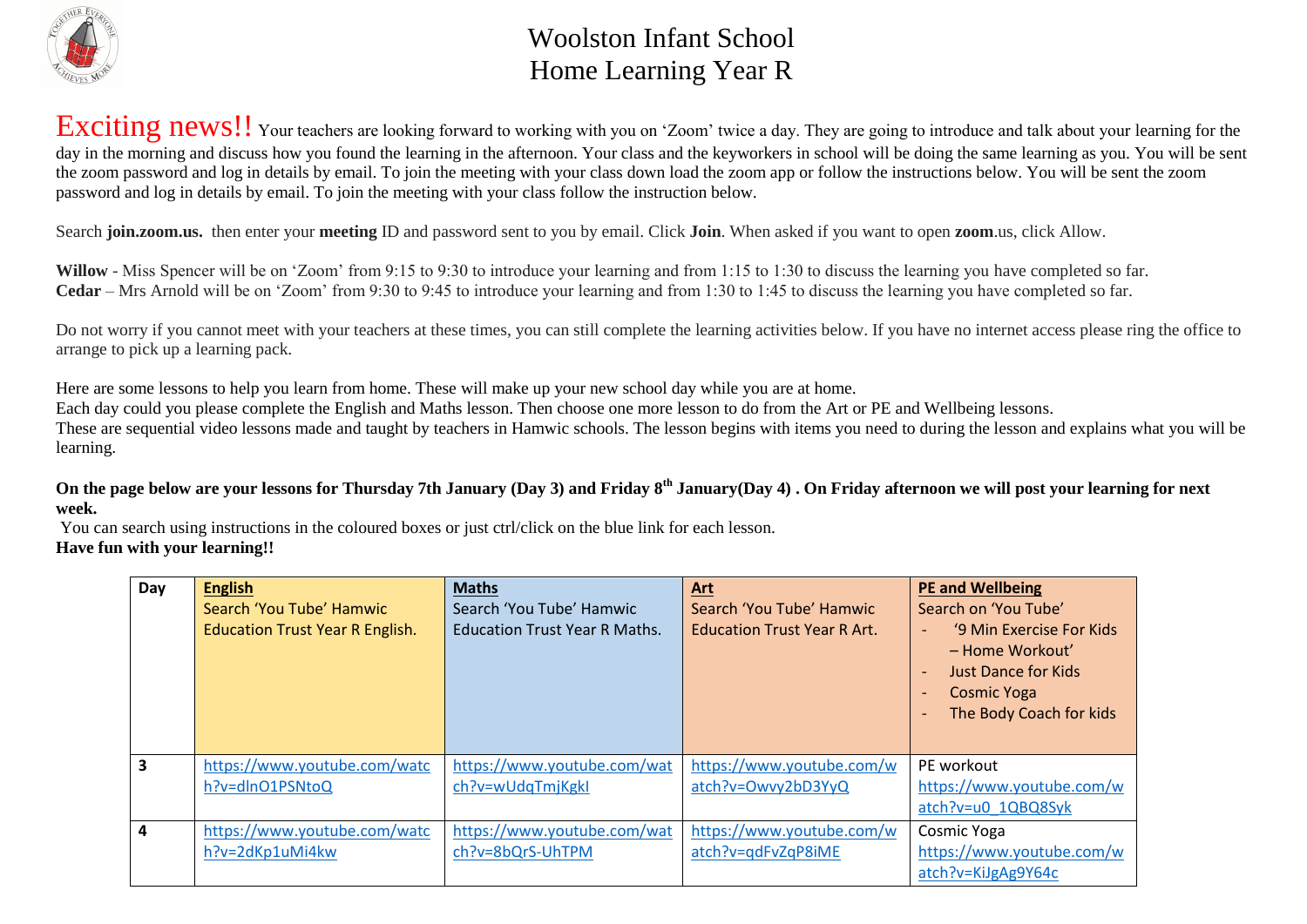# Woolston Infant School
# Home Learning Year R

**Exciting news!!** Your teachers are looking forward to working with you on 'Zoom' twice a day. They are going to introduce and talk about your learning for the day in the morning and discuss how you found the learning in the afternoon. Your class and the keyworkers in school will be doing the same learning as you. You will be sent the zoom password and log in details by email. To join the meeting with your class down load the zoom app or follow the instructions below. You will be sent the zoom password and log in details by email. To join the meeting with your class follow the instruction below.

Search **join.zoom.us.** then enter your **meeting** ID and password sent to you by email. Click **Join**. When asked if you want to open **zoom**.us, click Allow.

**Willow** - Miss Spencer will be on 'Zoom' from 9:15 to 9:30 to introduce your learning and from 1:15 to 1:30 to discuss the learning you have completed so far.
**Cedar** – Mrs Arnold will be on 'Zoom' from 9:30 to 9:45 to introduce your learning and from 1:30 to 1:45 to discuss the learning you have completed so far.

Do not worry if you cannot meet with your teachers at these times, you can still complete the learning activities below. If you have no internet access please ring the office to arrange to pick up a learning pack.

Here are some lessons to help you learn from home. These will make up your new school day while you are at home.
Each day could you please complete the English and Maths lesson. Then choose one more lesson to do from the Art or PE and Wellbeing lessons.
These are sequential video lessons made and taught by teachers in Hamwic schools. The lesson begins with items you need to during the lesson and explains what you will be learning.

**On the page below are your lessons for Thursday 7th January (Day 3) and Friday 8th January(Day 4) . On Friday afternoon we will post your learning for next week.**

You can search using instructions in the coloured boxes or just ctrl/click on the blue link for each lesson.
**Have fun with your learning!!**

| Day | **English**<br>Search 'You Tube' Hamwic Education Trust Year R English. | **Maths**<br>Search 'You Tube' Hamwic Education Trust Year R Maths. | **Art**<br>Search 'You Tube' Hamwic Education Trust Year R Art. | **PE and Wellbeing**<br>Search on 'You Tube'<br>- '9 Min Exercise For Kids – Home Workout'<br>- Just Dance for Kids<br>- Cosmic Yoga<br>- The Body Coach for kids |
|---|---|---|---|---|
| 3 | https://www.youtube.com/watch?v=dlnO1PSNtoQ | https://www.youtube.com/watch?v=wUdqTmjKgkI | https://www.youtube.com/watch?v=Owvy2bD3YyQ | PE workout<br>https://www.youtube.com/watch?v=u0_1QBQ8Syk |
| 4 | https://www.youtube.com/watch?v=2dKp1uMi4kw | https://www.youtube.com/watch?v=8bQrS-UhTPM | https://www.youtube.com/watch?v=qdFvZqP8iME | Cosmic Yoga<br>https://www.youtube.com/watch?v=KiJgAg9Y64c |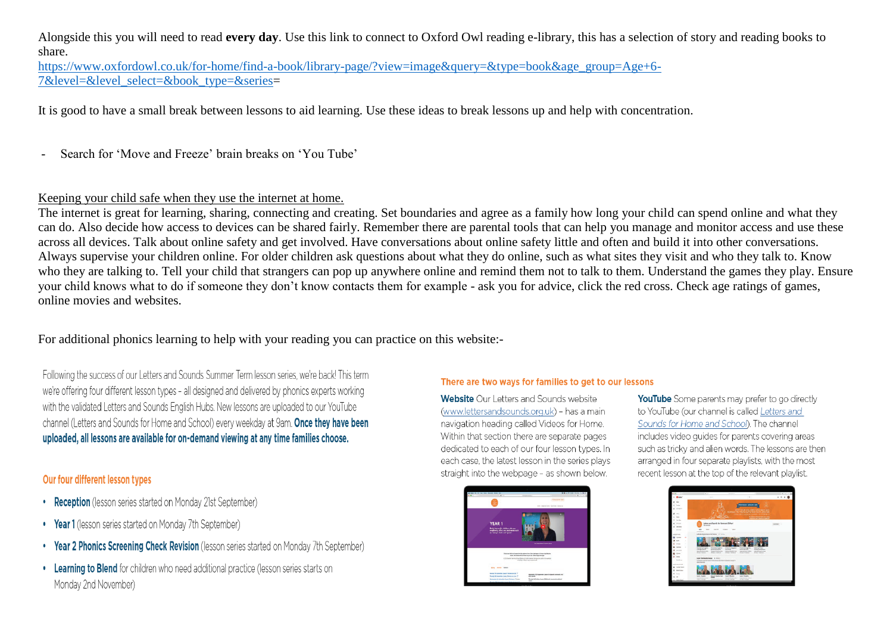Alongside this you will need to read **every day**. Use this link to connect to Oxford Owl reading e-library, this has a selection of story and reading books to share.
https://www.oxfordowl.co.uk/for-home/find-a-book/library-page/?view=image&query=&type=book&age_group=Age+6-7&level=&level_select=&book_type=&series=

It is good to have a small break between lessons to aid learning. Use these ideas to break lessons up and help with concentration.

- Search for 'Move and Freeze' brain breaks on 'You Tube'

Keeping your child safe when they use the internet at home.

The internet is great for learning, sharing, connecting and creating. Set boundaries and agree as a family how long your child can spend online and what they can do. Also decide how access to devices can be shared fairly. Remember there are parental tools that can help you manage and monitor access and use these across all devices. Talk about online safety and get involved. Have conversations about online safety little and often and build it into other conversations. Always supervise your children online. For older children ask questions about what they do online, such as what sites they visit and who they talk to. Know who they are talking to. Tell your child that strangers can pop up anywhere online and remind them not to talk to them. Understand the games they play. Ensure your child knows what to do if someone they don't know contacts them for example - ask you for advice, click the red cross. Check age ratings of games, online movies and websites.

For additional phonics learning to help with your reading you can practice on this website:-

Following the success of our Letters and Sounds Summer Term lesson series, we're back! This term we're offering four different lesson types – all designed and delivered by phonics experts working with the validated Letters and Sounds English Hubs. New lessons are uploaded to our YouTube channel (Letters and Sounds for Home and School) every weekday at 9am. **Once they have been uploaded, all lessons are available for on-demand viewing at any time families choose.**

**Our four different lesson types**

- **Reception** (lesson series started on Monday 21st September)
- **Year 1** (lesson series started on Monday 7th September)
- **Year 2 Phonics Screening Check Revision** (lesson series started on Monday 7th September)
- **Learning to Blend** for children who need additional practice (lesson series starts on Monday 2nd November)

**There are two ways for families to get to our lessons**

**Website** Our Letters and Sounds website (www.lettersandsounds.org.uk) – has a main navigation heading called Videos for Home. Within that section there are separate pages dedicated to each of our four lesson types. In each case, the latest lesson in the series plays straight into the webpage – as shown below.

**YouTube** Some parents may prefer to go directly to YouTube (our channel is called *Letters and Sounds for Home and School*). The channel includes video guides for parents covering areas such as tricky and alien words. The lessons are then arranged in four separate playlists, with the most recent lesson at the top of the relevant playlist.